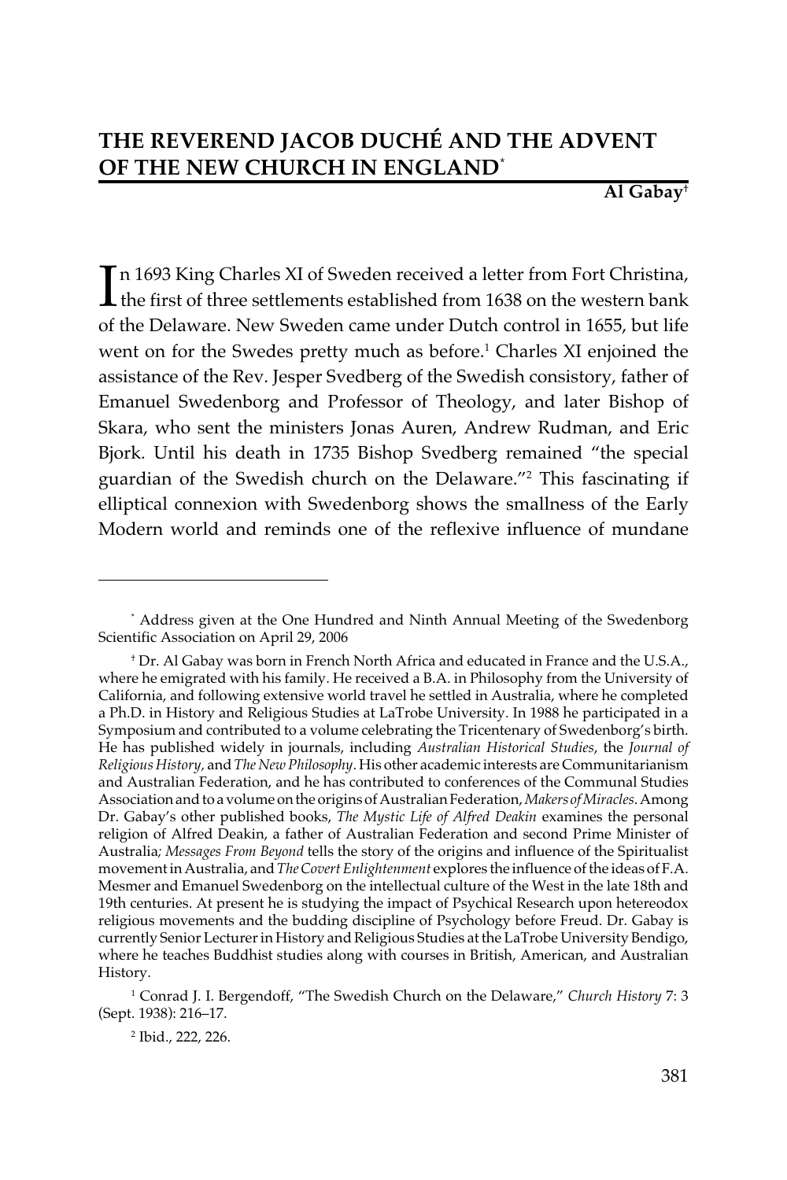# THE REVEREND JACOB DUCHÉ AND THE ADVENT OF THE NEW CHURCH IN ENGLAND[*]

**Al Gabay[†]**

In 1693 King Charles XI of Sweden received a letter from Fort Christina, the first of three settlements established from 1638 on the western bank of the Delaware. New Sweden came under Dutch control in 1655, but life went on for the Swedes pretty much as before.[1] Charles XI enjoined the assistance of the Rev. Jesper Svedberg of the Swedish consistory, father of Emanuel Swedenborg and Professor of Theology, and later Bishop of Skara, who sent the ministers Jonas Auren, Andrew Rudman, and Eric Bjork. Until his death in 1735 Bishop Svedberg remained "the special guardian of the Swedish church on the Delaware."[2] This fascinating if elliptical connexion with Swedenborg shows the smallness of the Early Modern world and reminds one of the reflexive influence of mundane

---

[*] Address given at the One Hundred and Ninth Annual Meeting of the Swedenborg Scientific Association on April 29, 2006

[†] Dr. Al Gabay was born in French North Africa and educated in France and the U.S.A., where he emigrated with his family. He received a B.A. in Philosophy from the University of California, and following extensive world travel he settled in Australia, where he completed a Ph.D. in History and Religious Studies at LaTrobe University. In 1988 he participated in a Symposium and contributed to a volume celebrating the Tricentenary of Swedenborg's birth. He has published widely in journals, including *Australian Historical Studies*, the *Journal of Religious History*, and *The New Philosophy*. His other academic interests are Communitarianism and Australian Federation, and he has contributed to conferences of the Communal Studies Association and to a volume on the origins of Australian Federation, *Makers of Miracles*. Among Dr. Gabay's other published books, *The Mystic Life of Alfred Deakin* examines the personal religion of Alfred Deakin, a father of Australian Federation and second Prime Minister of Australia; *Messages From Beyond* tells the story of the origins and influence of the Spiritualist movement in Australia, and *The Covert Enlightenment* explores the influence of the ideas of F.A. Mesmer and Emanuel Swedenborg on the intellectual culture of the West in the late 18th and 19th centuries. At present he is studying the impact of Psychical Research upon hetereodox religious movements and the budding discipline of Psychology before Freud. Dr. Gabay is currently Senior Lecturer in History and Religious Studies at the LaTrobe University Bendigo, where he teaches Buddhist studies along with courses in British, American, and Australian History.

[1] Conrad J. I. Bergendoff, "The Swedish Church on the Delaware," *Church History* 7: 3 (Sept. 1938): 216–17.

[2] Ibid., 222, 226.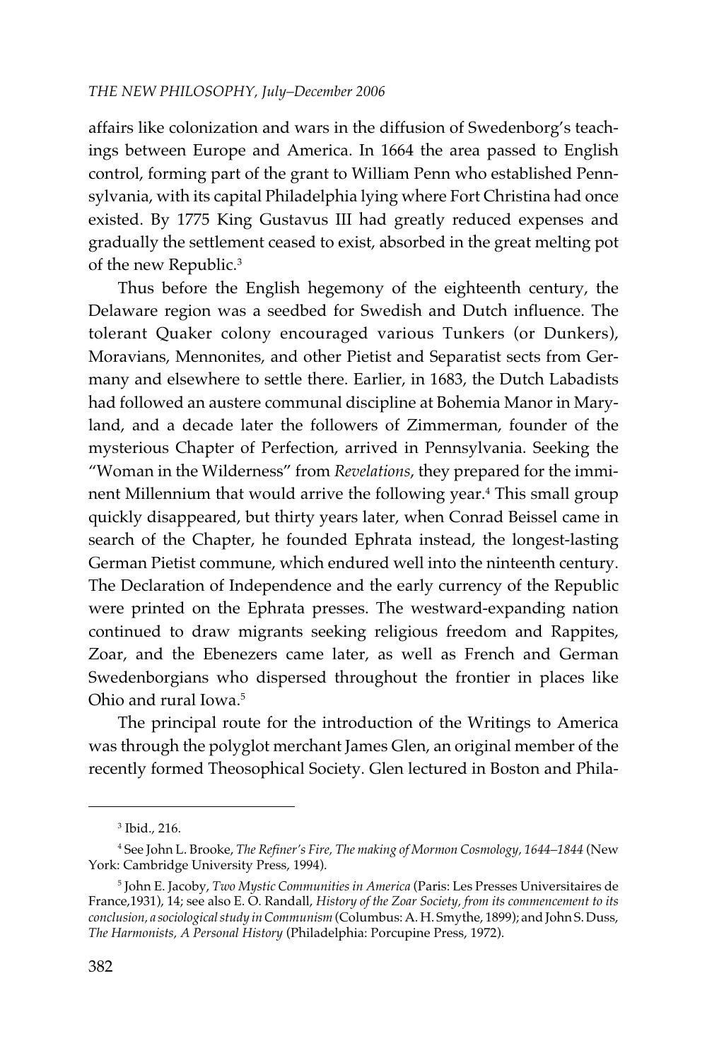affairs like colonization and wars in the diffusion of Swedenborg's teachings between Europe and America. In 1664 the area passed to English control, forming part of the grant to William Penn who established Pennsylvania, with its capital Philadelphia lying where Fort Christina had once existed. By 1775 King Gustavus III had greatly reduced expenses and gradually the settlement ceased to exist, absorbed in the great melting pot of the new Republic.[3]

Thus before the English hegemony of the eighteenth century, the Delaware region was a seedbed for Swedish and Dutch influence. The tolerant Quaker colony encouraged various Tunkers (or Dunkers), Moravians, Mennonites, and other Pietist and Separatist sects from Germany and elsewhere to settle there. Earlier, in 1683, the Dutch Labadists had followed an austere communal discipline at Bohemia Manor in Maryland, and a decade later the followers of Zimmerman, founder of the mysterious Chapter of Perfection, arrived in Pennsylvania. Seeking the "Woman in the Wilderness" from *Revelations*, they prepared for the imminent Millennium that would arrive the following year.[4] This small group quickly disappeared, but thirty years later, when Conrad Beissel came in search of the Chapter, he founded Ephrata instead, the longest-lasting German Pietist commune, which endured well into the ninteenth century. The Declaration of Independence and the early currency of the Republic were printed on the Ephrata presses. The westward-expanding nation continued to draw migrants seeking religious freedom and Rappites, Zoar, and the Ebenezers came later, as well as French and German Swedenborgians who dispersed throughout the frontier in places like Ohio and rural Iowa.[5]

The principal route for the introduction of the Writings to America was through the polyglot merchant James Glen, an original member of the recently formed Theosophical Society. Glen lectured in Boston and Phila-

---

[3] Ibid., 216.

[4] See John L. Brooke, *The Refiner's Fire, The making of Mormon Cosmology, 1644–1844* (New York: Cambridge University Press, 1994).

[5] John E. Jacoby, *Two Mystic Communities in America* (Paris: Les Presses Universitaires de France,1931), 14; see also E. O. Randall, *History of the Zoar Society, from its commencement to its conclusion, a sociological study in Communism* (Columbus: A. H. Smythe, 1899); and John S. Duss, *The Harmonists, A Personal History* (Philadelphia: Porcupine Press, 1972).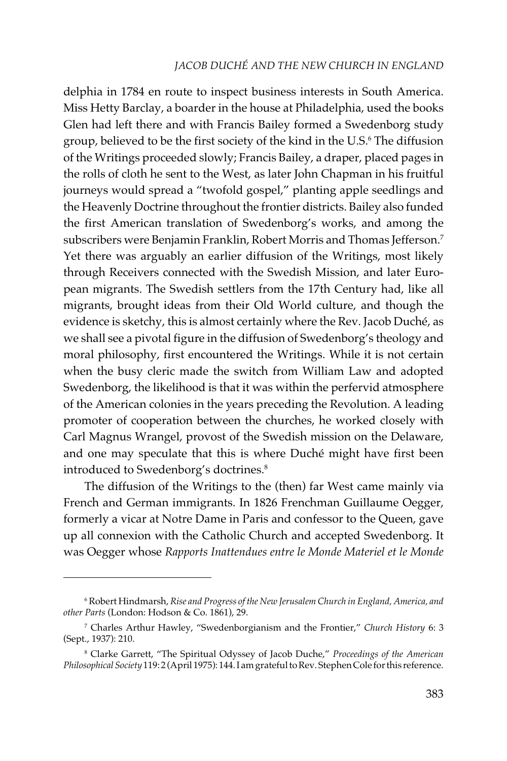delphia in 1784 en route to inspect business interests in South America. Miss Hetty Barclay, a boarder in the house at Philadelphia, used the books Glen had left there and with Francis Bailey formed a Swedenborg study group, believed to be the first society of the kind in the U.S.[6] The diffusion of the Writings proceeded slowly; Francis Bailey, a draper, placed pages in the rolls of cloth he sent to the West, as later John Chapman in his fruitful journeys would spread a "twofold gospel," planting apple seedlings and the Heavenly Doctrine throughout the frontier districts. Bailey also funded the first American translation of Swedenborg's works, and among the subscribers were Benjamin Franklin, Robert Morris and Thomas Jefferson.[7] Yet there was arguably an earlier diffusion of the Writings, most likely through Receivers connected with the Swedish Mission, and later European migrants. The Swedish settlers from the 17th Century had, like all migrants, brought ideas from their Old World culture, and though the evidence is sketchy, this is almost certainly where the Rev. Jacob Duché, as we shall see a pivotal figure in the diffusion of Swedenborg's theology and moral philosophy, first encountered the Writings. While it is not certain when the busy cleric made the switch from William Law and adopted Swedenborg, the likelihood is that it was within the perfervid atmosphere of the American colonies in the years preceding the Revolution. A leading promoter of cooperation between the churches, he worked closely with Carl Magnus Wrangel, provost of the Swedish mission on the Delaware, and one may speculate that this is where Duché might have first been introduced to Swedenborg's doctrines.[8]

The diffusion of the Writings to the (then) far West came mainly via French and German immigrants. In 1826 Frenchman Guillaume Oegger, formerly a vicar at Notre Dame in Paris and confessor to the Queen, gave up all connexion with the Catholic Church and accepted Swedenborg. It was Oegger whose *Rapports Inattendues entre le Monde Materiel et le Monde*

---

[6] Robert Hindmarsh, *Rise and Progress of the New Jerusalem Church in England, America, and other Parts* (London: Hodson & Co. 1861), 29.

[7] Charles Arthur Hawley, "Swedenborgianism and the Frontier," *Church History* 6: 3 (Sept., 1937): 210.

[8] Clarke Garrett, "The Spiritual Odyssey of Jacob Duche," *Proceedings of the American Philosophical Society* 119: 2 (April 1975): 144. I am grateful to Rev. Stephen Cole for this reference.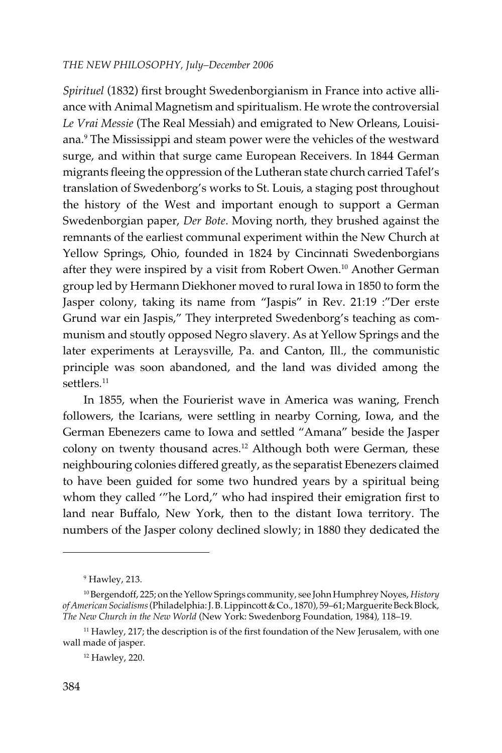*Spirituel* (1832) first brought Swedenborgianism in France into active alliance with Animal Magnetism and spiritualism. He wrote the controversial *Le Vrai Messie* (The Real Messiah) and emigrated to New Orleans, Louisiana.[9] The Mississippi and steam power were the vehicles of the westward surge, and within that surge came European Receivers. In 1844 German migrants fleeing the oppression of the Lutheran state church carried Tafel's translation of Swedenborg's works to St. Louis, a staging post throughout the history of the West and important enough to support a German Swedenborgian paper, *Der Bote*. Moving north, they brushed against the remnants of the earliest communal experiment within the New Church at Yellow Springs, Ohio, founded in 1824 by Cincinnati Swedenborgians after they were inspired by a visit from Robert Owen.[10] Another German group led by Hermann Diekhoner moved to rural Iowa in 1850 to form the Jasper colony, taking its name from "Jaspis" in Rev. 21:19 :"Der erste Grund war ein Jaspis," They interpreted Swedenborg's teaching as communism and stoutly opposed Negro slavery. As at Yellow Springs and the later experiments at Leraysville, Pa. and Canton, Ill., the communistic principle was soon abandoned, and the land was divided among the settlers.[11]

In 1855, when the Fourierist wave in America was waning, French followers, the Icarians, were settling in nearby Corning, Iowa, and the German Ebenezers came to Iowa and settled "Amana" beside the Jasper colony on twenty thousand acres.[12] Although both were German, these neighbouring colonies differed greatly, as the separatist Ebenezers claimed to have been guided for some two hundred years by a spiritual being whom they called '"he Lord," who had inspired their emigration first to land near Buffalo, New York, then to the distant Iowa territory. The numbers of the Jasper colony declined slowly; in 1880 they dedicated the

---

[9] Hawley, 213.

[10] Bergendoff, 225; on the Yellow Springs community, see John Humphrey Noyes, *History of American Socialisms* (Philadelphia: J. B. Lippincott & Co., 1870), 59–61; Marguerite Beck Block, *The New Church in the New World* (New York: Swedenborg Foundation, 1984), 118–19.

[11] Hawley, 217; the description is of the first foundation of the New Jerusalem, with one wall made of jasper.

[12] Hawley, 220.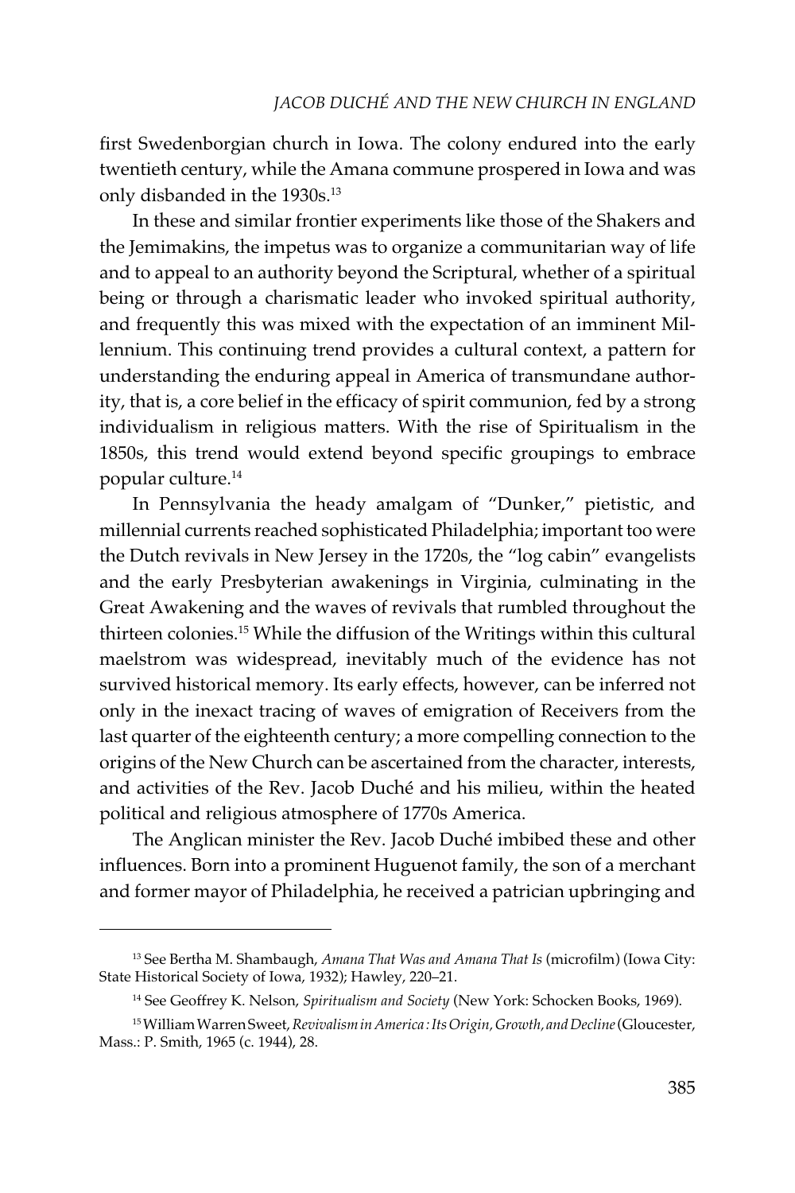first Swedenborgian church in Iowa. The colony endured into the early twentieth century, while the Amana commune prospered in Iowa and was only disbanded in the 1930s.[13]

In these and similar frontier experiments like those of the Shakers and the Jemimakins, the impetus was to organize a communitarian way of life and to appeal to an authority beyond the Scriptural, whether of a spiritual being or through a charismatic leader who invoked spiritual authority, and frequently this was mixed with the expectation of an imminent Millennium. This continuing trend provides a cultural context, a pattern for understanding the enduring appeal in America of transmundane authority, that is, a core belief in the efficacy of spirit communion, fed by a strong individualism in religious matters. With the rise of Spiritualism in the 1850s, this trend would extend beyond specific groupings to embrace popular culture.[14]

In Pennsylvania the heady amalgam of "Dunker," pietistic, and millennial currents reached sophisticated Philadelphia; important too were the Dutch revivals in New Jersey in the 1720s, the "log cabin" evangelists and the early Presbyterian awakenings in Virginia, culminating in the Great Awakening and the waves of revivals that rumbled throughout the thirteen colonies.[15] While the diffusion of the Writings within this cultural maelstrom was widespread, inevitably much of the evidence has not survived historical memory. Its early effects, however, can be inferred not only in the inexact tracing of waves of emigration of Receivers from the last quarter of the eighteenth century; a more compelling connection to the origins of the New Church can be ascertained from the character, interests, and activities of the Rev. Jacob Duché and his milieu, within the heated political and religious atmosphere of 1770s America.

The Anglican minister the Rev. Jacob Duché imbibed these and other influences. Born into a prominent Huguenot family, the son of a merchant and former mayor of Philadelphia, he received a patrician upbringing and

---

[13] See Bertha M. Shambaugh, *Amana That Was and Amana That Is* (microfilm) (Iowa City: State Historical Society of Iowa, 1932); Hawley, 220–21.

[14] See Geoffrey K. Nelson, *Spiritualism and Society* (New York: Schocken Books, 1969).

[15] William Warren Sweet, *Revivalism in America : Its Origin, Growth, and Decline* (Gloucester, Mass.: P. Smith, 1965 (c. 1944), 28.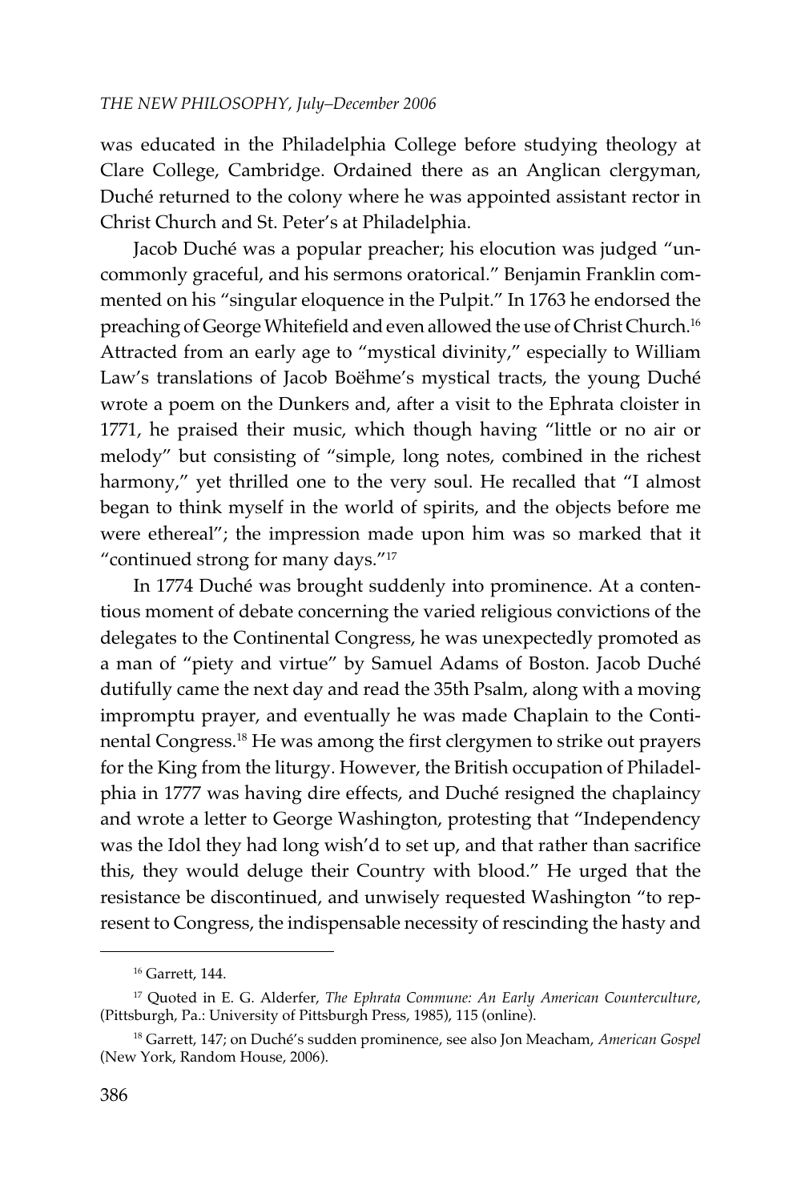was educated in the Philadelphia College before studying theology at Clare College, Cambridge. Ordained there as an Anglican clergyman, Duché returned to the colony where he was appointed assistant rector in Christ Church and St. Peter's at Philadelphia.

Jacob Duché was a popular preacher; his elocution was judged "uncommonly graceful, and his sermons oratorical." Benjamin Franklin commented on his "singular eloquence in the Pulpit." In 1763 he endorsed the preaching of George Whitefield and even allowed the use of Christ Church.[16] Attracted from an early age to "mystical divinity," especially to William Law's translations of Jacob Boëhme's mystical tracts, the young Duché wrote a poem on the Dunkers and, after a visit to the Ephrata cloister in 1771, he praised their music, which though having "little or no air or melody" but consisting of "simple, long notes, combined in the richest harmony," yet thrilled one to the very soul. He recalled that "I almost began to think myself in the world of spirits, and the objects before me were ethereal"; the impression made upon him was so marked that it "continued strong for many days."[17]

In 1774 Duché was brought suddenly into prominence. At a contentious moment of debate concerning the varied religious convictions of the delegates to the Continental Congress, he was unexpectedly promoted as a man of "piety and virtue" by Samuel Adams of Boston. Jacob Duché dutifully came the next day and read the 35th Psalm, along with a moving impromptu prayer, and eventually he was made Chaplain to the Continental Congress.[18] He was among the first clergymen to strike out prayers for the King from the liturgy. However, the British occupation of Philadelphia in 1777 was having dire effects, and Duché resigned the chaplaincy and wrote a letter to George Washington, protesting that "Independency was the Idol they had long wish'd to set up, and that rather than sacrifice this, they would deluge their Country with blood." He urged that the resistance be discontinued, and unwisely requested Washington "to represent to Congress, the indispensable necessity of rescinding the hasty and

---

[16] Garrett, 144.

[17] Quoted in E. G. Alderfer, *The Ephrata Commune: An Early American Counterculture*, (Pittsburgh, Pa.: University of Pittsburgh Press, 1985), 115 (online).

[18] Garrett, 147; on Duché's sudden prominence, see also Jon Meacham, *American Gospel* (New York, Random House, 2006).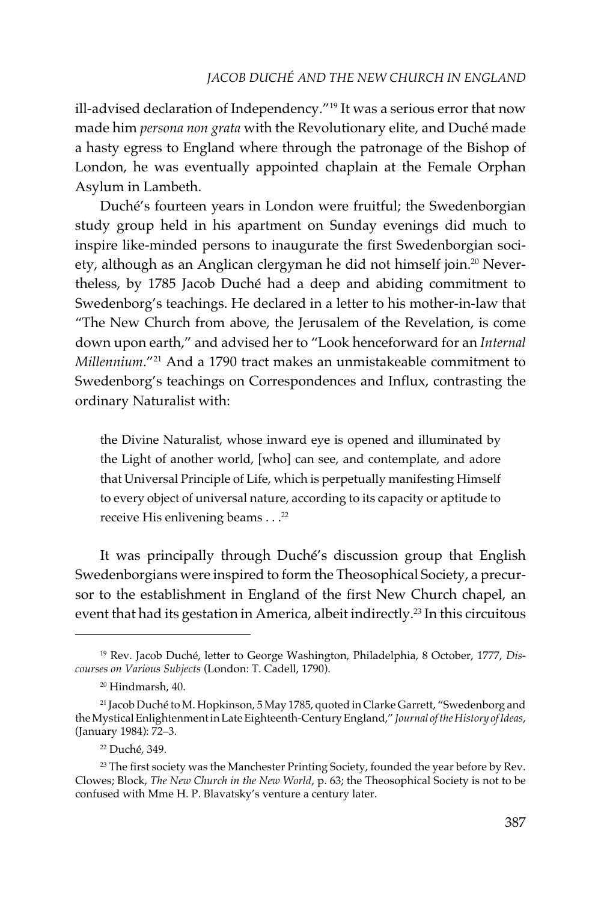ill-advised declaration of Independency."[19] It was a serious error that now made him *persona non grata* with the Revolutionary elite, and Duché made a hasty egress to England where through the patronage of the Bishop of London, he was eventually appointed chaplain at the Female Orphan Asylum in Lambeth.

Duché's fourteen years in London were fruitful; the Swedenborgian study group held in his apartment on Sunday evenings did much to inspire like-minded persons to inaugurate the first Swedenborgian society, although as an Anglican clergyman he did not himself join.[20] Nevertheless, by 1785 Jacob Duché had a deep and abiding commitment to Swedenborg's teachings. He declared in a letter to his mother-in-law that "The New Church from above, the Jerusalem of the Revelation, is come down upon earth," and advised her to "Look henceforward for an *Internal Millennium*."[21] And a 1790 tract makes an unmistakeable commitment to Swedenborg's teachings on Correspondences and Influx, contrasting the ordinary Naturalist with:

> the Divine Naturalist, whose inward eye is opened and illuminated by the Light of another world, [who] can see, and contemplate, and adore that Universal Principle of Life, which is perpetually manifesting Himself to every object of universal nature, according to its capacity or aptitude to receive His enlivening beams . . .[22]

It was principally through Duché's discussion group that English Swedenborgians were inspired to form the Theosophical Society, a precursor to the establishment in England of the first New Church chapel, an event that had its gestation in America, albeit indirectly.[23] In this circuitous

---

[19] Rev. Jacob Duché, letter to George Washington, Philadelphia, 8 October, 1777, *Discourses on Various Subjects* (London: T. Cadell, 1790).

[20] Hindmarsh, 40.

[21] Jacob Duché to M. Hopkinson, 5 May 1785, quoted in Clarke Garrett, "Swedenborg and the Mystical Enlightenment in Late Eighteenth-Century England," *Journal of the History of Ideas*, (January 1984): 72–3.

[22] Duché, 349.

[23] The first society was the Manchester Printing Society, founded the year before by Rev. Clowes; Block, *The New Church in the New World*, p. 63; the Theosophical Society is not to be confused with Mme H. P. Blavatsky's venture a century later.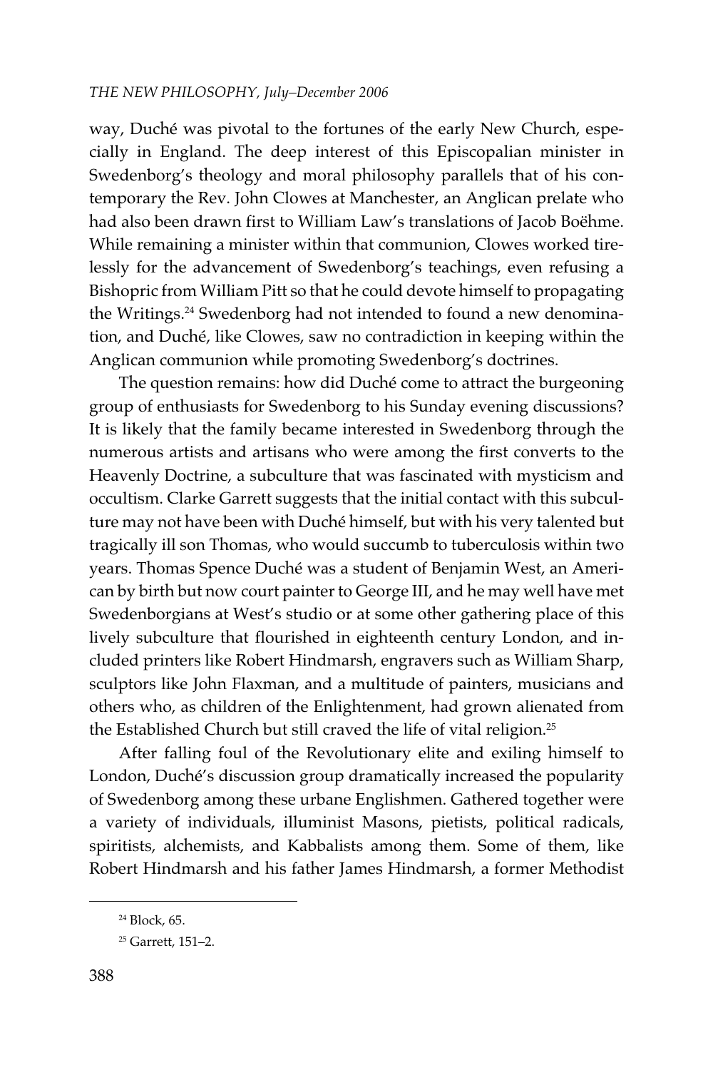way, Duché was pivotal to the fortunes of the early New Church, especially in England. The deep interest of this Episcopalian minister in Swedenborg's theology and moral philosophy parallels that of his contemporary the Rev. John Clowes at Manchester, an Anglican prelate who had also been drawn first to William Law's translations of Jacob Boëhme. While remaining a minister within that communion, Clowes worked tirelessly for the advancement of Swedenborg's teachings, even refusing a Bishopric from William Pitt so that he could devote himself to propagating the Writings.[24] Swedenborg had not intended to found a new denomination, and Duché, like Clowes, saw no contradiction in keeping within the Anglican communion while promoting Swedenborg's doctrines.

The question remains: how did Duché come to attract the burgeoning group of enthusiasts for Swedenborg to his Sunday evening discussions? It is likely that the family became interested in Swedenborg through the numerous artists and artisans who were among the first converts to the Heavenly Doctrine, a subculture that was fascinated with mysticism and occultism. Clarke Garrett suggests that the initial contact with this subculture may not have been with Duché himself, but with his very talented but tragically ill son Thomas, who would succumb to tuberculosis within two years. Thomas Spence Duché was a student of Benjamin West, an American by birth but now court painter to George III, and he may well have met Swedenborgians at West's studio or at some other gathering place of this lively subculture that flourished in eighteenth century London, and included printers like Robert Hindmarsh, engravers such as William Sharp, sculptors like John Flaxman, and a multitude of painters, musicians and others who, as children of the Enlightenment, had grown alienated from the Established Church but still craved the life of vital religion.[25]

After falling foul of the Revolutionary elite and exiling himself to London, Duché's discussion group dramatically increased the popularity of Swedenborg among these urbane Englishmen. Gathered together were a variety of individuals, illuminist Masons, pietists, political radicals, spiritists, alchemists, and Kabbalists among them. Some of them, like Robert Hindmarsh and his father James Hindmarsh, a former Methodist

---

[24] Block, 65.

[25] Garrett, 151–2.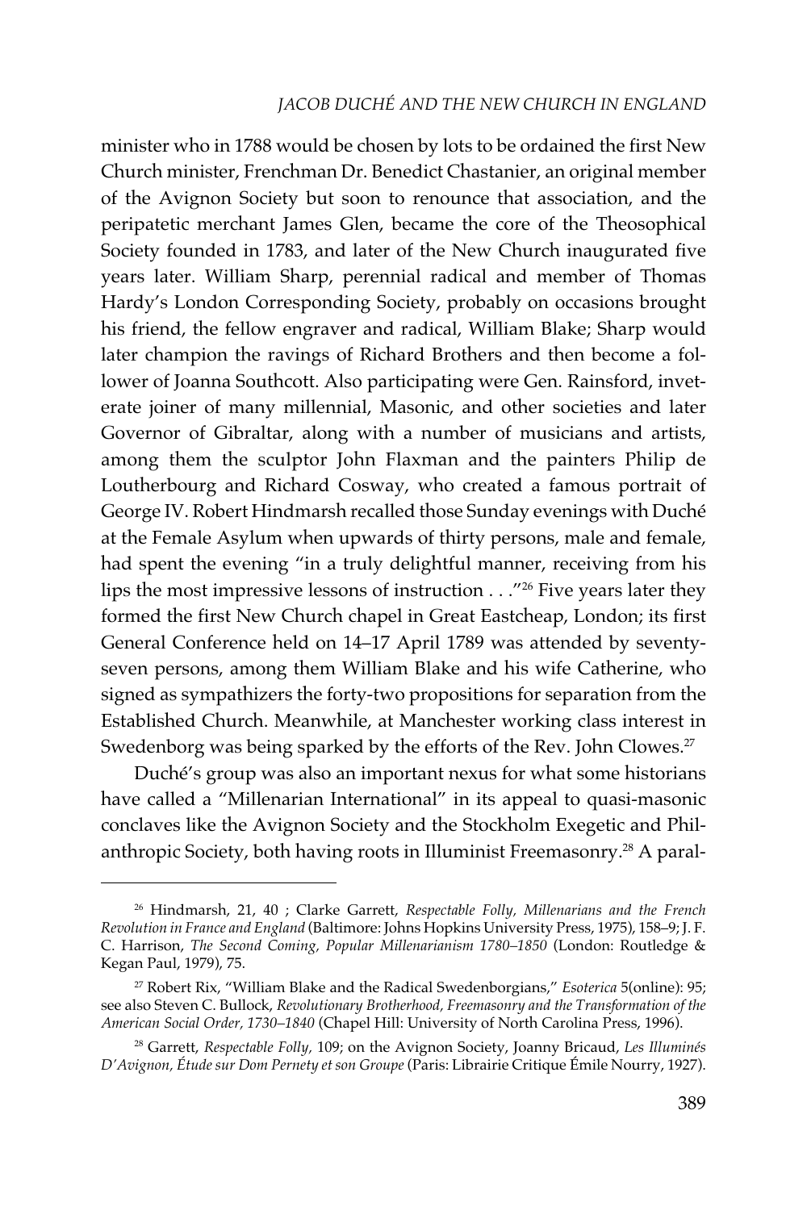minister who in 1788 would be chosen by lots to be ordained the first New Church minister, Frenchman Dr. Benedict Chastanier, an original member of the Avignon Society but soon to renounce that association, and the peripatetic merchant James Glen, became the core of the Theosophical Society founded in 1783, and later of the New Church inaugurated five years later. William Sharp, perennial radical and member of Thomas Hardy's London Corresponding Society, probably on occasions brought his friend, the fellow engraver and radical, William Blake; Sharp would later champion the ravings of Richard Brothers and then become a follower of Joanna Southcott. Also participating were Gen. Rainsford, inveterate joiner of many millennial, Masonic, and other societies and later Governor of Gibraltar, along with a number of musicians and artists, among them the sculptor John Flaxman and the painters Philip de Loutherbourg and Richard Cosway, who created a famous portrait of George IV. Robert Hindmarsh recalled those Sunday evenings with Duché at the Female Asylum when upwards of thirty persons, male and female, had spent the evening "in a truly delightful manner, receiving from his lips the most impressive lessons of instruction . . ."[26] Five years later they formed the first New Church chapel in Great Eastcheap, London; its first General Conference held on 14–17 April 1789 was attended by seventy-seven persons, among them William Blake and his wife Catherine, who signed as sympathizers the forty-two propositions for separation from the Established Church. Meanwhile, at Manchester working class interest in Swedenborg was being sparked by the efforts of the Rev. John Clowes.[27]

Duché's group was also an important nexus for what some historians have called a "Millenarian International" in its appeal to quasi-masonic conclaves like the Avignon Society and the Stockholm Exegetic and Philanthropic Society, both having roots in Illuminist Freemasonry.[28] A paral-

---

[26] Hindmarsh, 21, 40 ; Clarke Garrett, *Respectable Folly, Millenarians and the French Revolution in France and England* (Baltimore: Johns Hopkins University Press, 1975), 158–9; J. F. C. Harrison, *The Second Coming, Popular Millenarianism 1780–1850* (London: Routledge & Kegan Paul, 1979), 75.

[27] Robert Rix, "William Blake and the Radical Swedenborgians," *Esoterica* 5(online): 95; see also Steven C. Bullock, *Revolutionary Brotherhood, Freemasonry and the Transformation of the American Social Order, 1730–1840* (Chapel Hill: University of North Carolina Press, 1996).

[28] Garrett, *Respectable Folly,* 109; on the Avignon Society, Joanny Bricaud, *Les Illuminés D'Avignon, Étude sur Dom Pernety et son Groupe* (Paris: Librairie Critique Émile Nourry, 1927).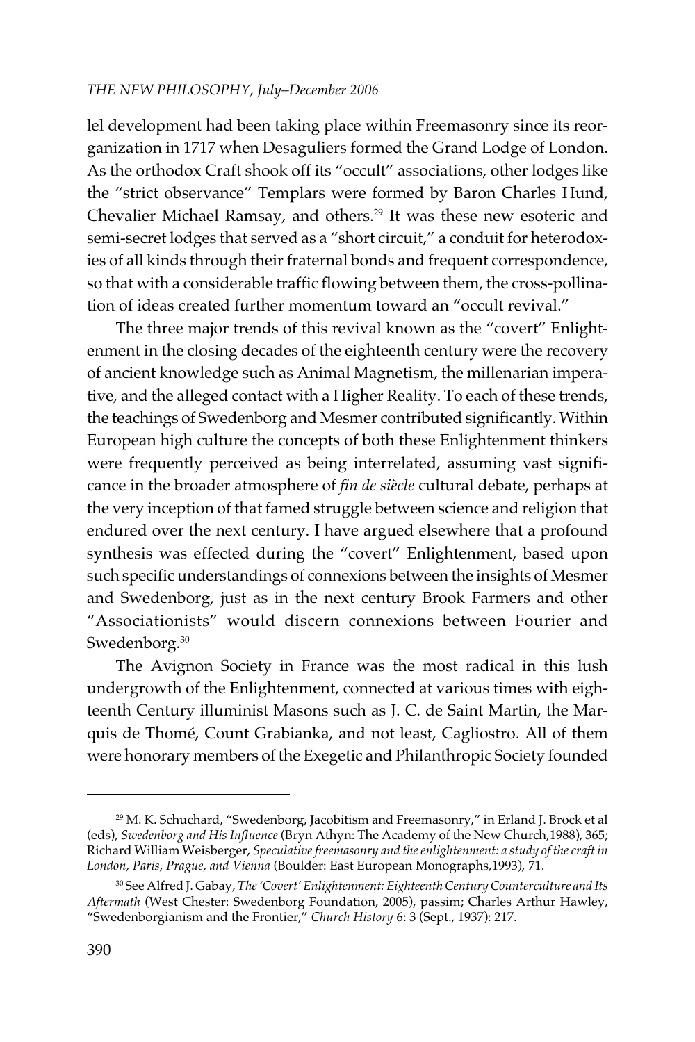lel development had been taking place within Freemasonry since its reorganization in 1717 when Desaguliers formed the Grand Lodge of London. As the orthodox Craft shook off its "occult" associations, other lodges like the "strict observance" Templars were formed by Baron Charles Hund, Chevalier Michael Ramsay, and others.[29] It was these new esoteric and semi-secret lodges that served as a "short circuit," a conduit for heterodoxies of all kinds through their fraternal bonds and frequent correspondence, so that with a considerable traffic flowing between them, the cross-pollination of ideas created further momentum toward an "occult revival."

The three major trends of this revival known as the "covert" Enlightenment in the closing decades of the eighteenth century were the recovery of ancient knowledge such as Animal Magnetism, the millenarian imperative, and the alleged contact with a Higher Reality. To each of these trends, the teachings of Swedenborg and Mesmer contributed significantly. Within European high culture the concepts of both these Enlightenment thinkers were frequently perceived as being interrelated, assuming vast significance in the broader atmosphere of *fin de siècle* cultural debate, perhaps at the very inception of that famed struggle between science and religion that endured over the next century. I have argued elsewhere that a profound synthesis was effected during the "covert" Enlightenment, based upon such specific understandings of connexions between the insights of Mesmer and Swedenborg, just as in the next century Brook Farmers and other "Associationists" would discern connexions between Fourier and Swedenborg.[30]

The Avignon Society in France was the most radical in this lush undergrowth of the Enlightenment, connected at various times with eighteenth Century illuminist Masons such as J. C. de Saint Martin, the Marquis de Thomé, Count Grabianka, and not least, Cagliostro. All of them were honorary members of the Exegetic and Philanthropic Society founded

---

[29] M. K. Schuchard, "Swedenborg, Jacobitism and Freemasonry," in Erland J. Brock et al (eds), *Swedenborg and His Influence* (Bryn Athyn: The Academy of the New Church,1988), 365; Richard William Weisberger, *Speculative freemasonry and the enlightenment: a study of the craft in London, Paris, Prague, and Vienna* (Boulder: East European Monographs,1993), 71.

[30] See Alfred J. Gabay, *The 'Covert' Enlightenment: Eighteenth Century Counterculture and Its Aftermath* (West Chester: Swedenborg Foundation, 2005), passim; Charles Arthur Hawley, "Swedenborgianism and the Frontier," *Church History* 6: 3 (Sept., 1937): 217.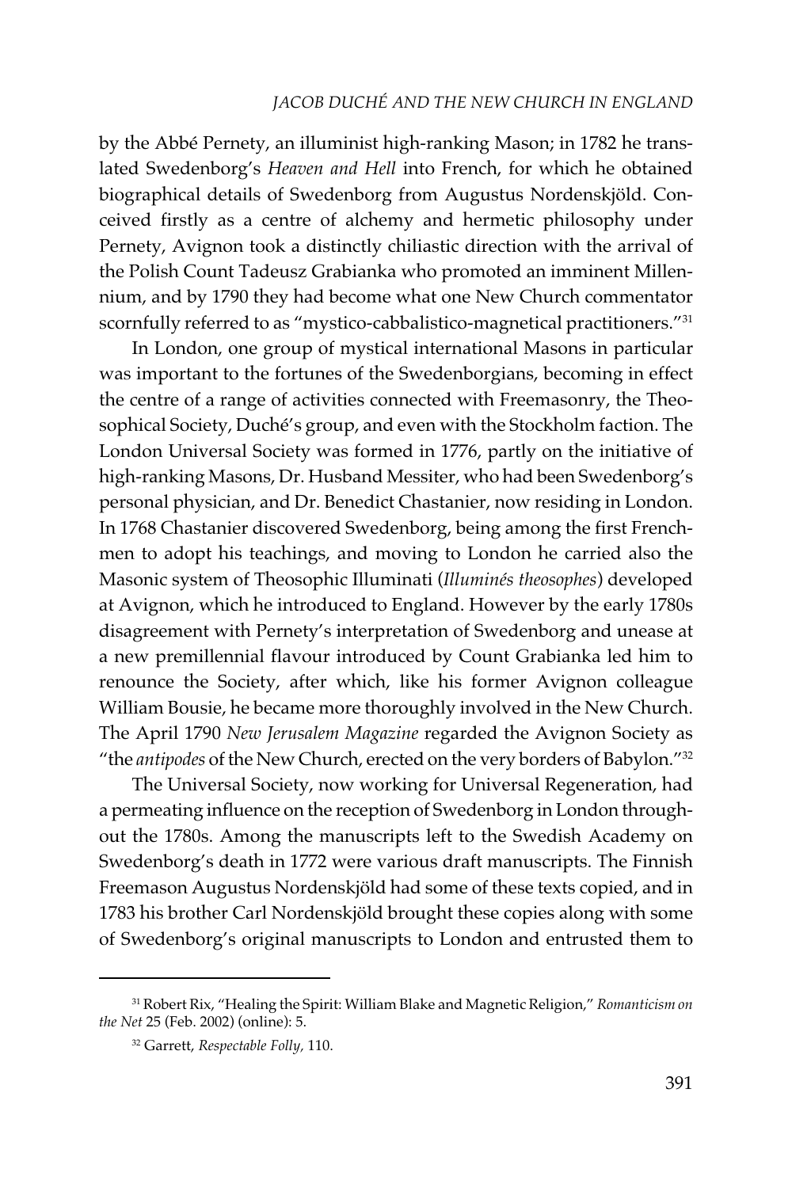by the Abbé Pernety, an illuminist high-ranking Mason; in 1782 he translated Swedenborg's *Heaven and Hell* into French, for which he obtained biographical details of Swedenborg from Augustus Nordenskjöld. Conceived firstly as a centre of alchemy and hermetic philosophy under Pernety, Avignon took a distinctly chiliastic direction with the arrival of the Polish Count Tadeusz Grabianka who promoted an imminent Millennium, and by 1790 they had become what one New Church commentator scornfully referred to as "mystico-cabbalistico-magnetical practitioners."[31]

In London, one group of mystical international Masons in particular was important to the fortunes of the Swedenborgians, becoming in effect the centre of a range of activities connected with Freemasonry, the Theosophical Society, Duché's group, and even with the Stockholm faction. The London Universal Society was formed in 1776, partly on the initiative of high-ranking Masons, Dr. Husband Messiter, who had been Swedenborg's personal physician, and Dr. Benedict Chastanier, now residing in London. In 1768 Chastanier discovered Swedenborg, being among the first Frenchmen to adopt his teachings, and moving to London he carried also the Masonic system of Theosophic Illuminati (*Illuminés theosophes*) developed at Avignon, which he introduced to England. However by the early 1780s disagreement with Pernety's interpretation of Swedenborg and unease at a new premillennial flavour introduced by Count Grabianka led him to renounce the Society, after which, like his former Avignon colleague William Bousie, he became more thoroughly involved in the New Church. The April 1790 *New Jerusalem Magazine* regarded the Avignon Society as "the *antipodes* of the New Church, erected on the very borders of Babylon."[32]

The Universal Society, now working for Universal Regeneration, had a permeating influence on the reception of Swedenborg in London throughout the 1780s. Among the manuscripts left to the Swedish Academy on Swedenborg's death in 1772 were various draft manuscripts. The Finnish Freemason Augustus Nordenskjöld had some of these texts copied, and in 1783 his brother Carl Nordenskjöld brought these copies along with some of Swedenborg's original manuscripts to London and entrusted them to

---

[31] Robert Rix, "Healing the Spirit: William Blake and Magnetic Religion," *Romanticism on the Net* 25 (Feb. 2002) (online): 5.

[32] Garrett, *Respectable Folly*, 110.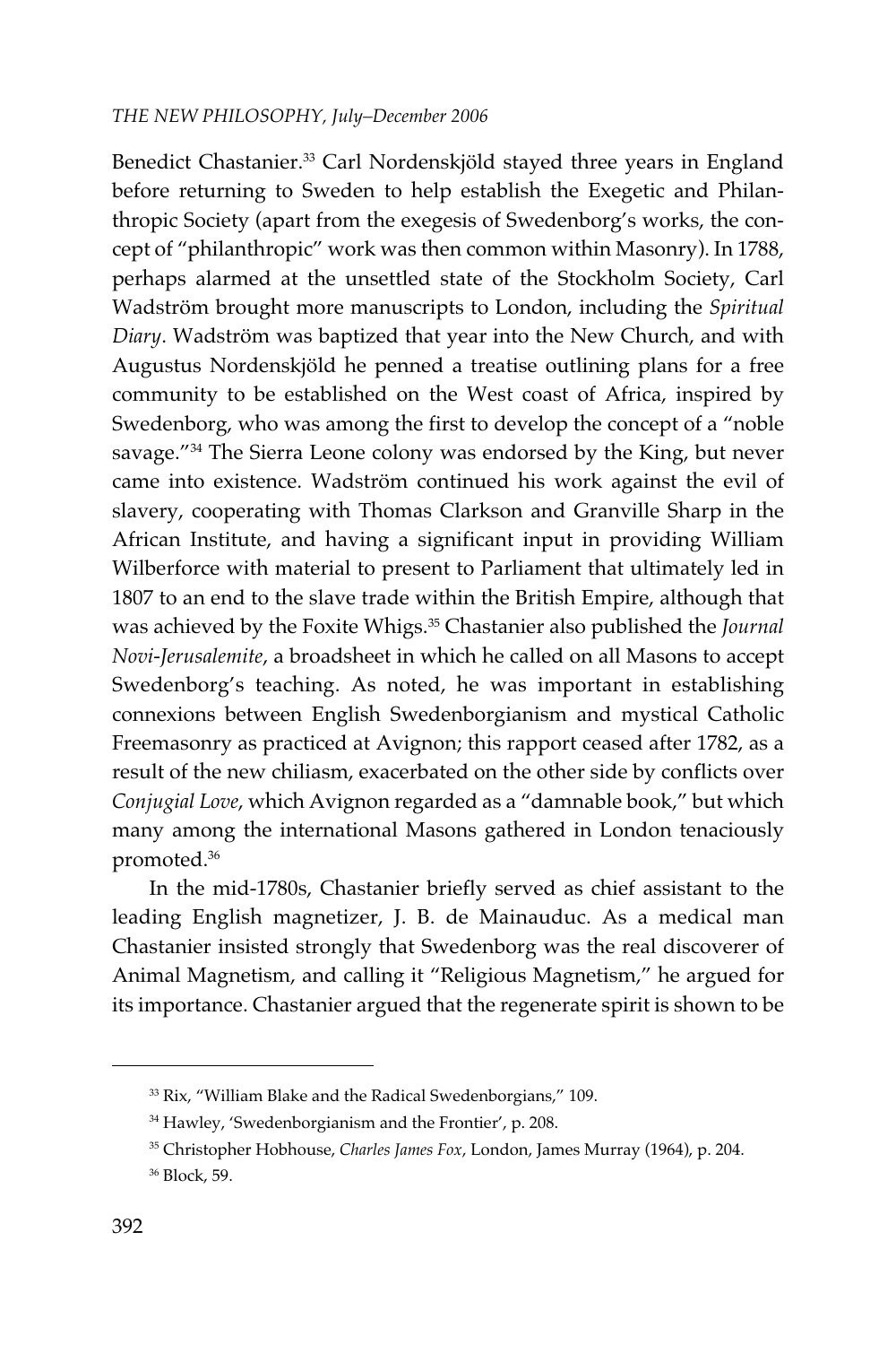Benedict Chastanier.[33] Carl Nordenskjöld stayed three years in England before returning to Sweden to help establish the Exegetic and Philanthropic Society (apart from the exegesis of Swedenborg's works, the concept of "philanthropic" work was then common within Masonry). In 1788, perhaps alarmed at the unsettled state of the Stockholm Society, Carl Wadström brought more manuscripts to London, including the *Spiritual Diary*. Wadström was baptized that year into the New Church, and with Augustus Nordenskjöld he penned a treatise outlining plans for a free community to be established on the West coast of Africa, inspired by Swedenborg, who was among the first to develop the concept of a "noble savage."[34] The Sierra Leone colony was endorsed by the King, but never came into existence. Wadström continued his work against the evil of slavery, cooperating with Thomas Clarkson and Granville Sharp in the African Institute, and having a significant input in providing William Wilberforce with material to present to Parliament that ultimately led in 1807 to an end to the slave trade within the British Empire, although that was achieved by the Foxite Whigs.[35] Chastanier also published the *Journal Novi-Jerusalemite*, a broadsheet in which he called on all Masons to accept Swedenborg's teaching. As noted, he was important in establishing connexions between English Swedenborgianism and mystical Catholic Freemasonry as practiced at Avignon; this rapport ceased after 1782, as a result of the new chiliasm, exacerbated on the other side by conflicts over *Conjugial Love*, which Avignon regarded as a "damnable book," but which many among the international Masons gathered in London tenaciously promoted.[36]

In the mid-1780s, Chastanier briefly served as chief assistant to the leading English magnetizer, J. B. de Mainauduc. As a medical man Chastanier insisted strongly that Swedenborg was the real discoverer of Animal Magnetism, and calling it "Religious Magnetism," he argued for its importance. Chastanier argued that the regenerate spirit is shown to be

---

[33] Rix, "William Blake and the Radical Swedenborgians," 109.

[34] Hawley, 'Swedenborgianism and the Frontier', p. 208.

[35] Christopher Hobhouse, *Charles James Fox*, London, James Murray (1964), p. 204.

[36] Block, 59.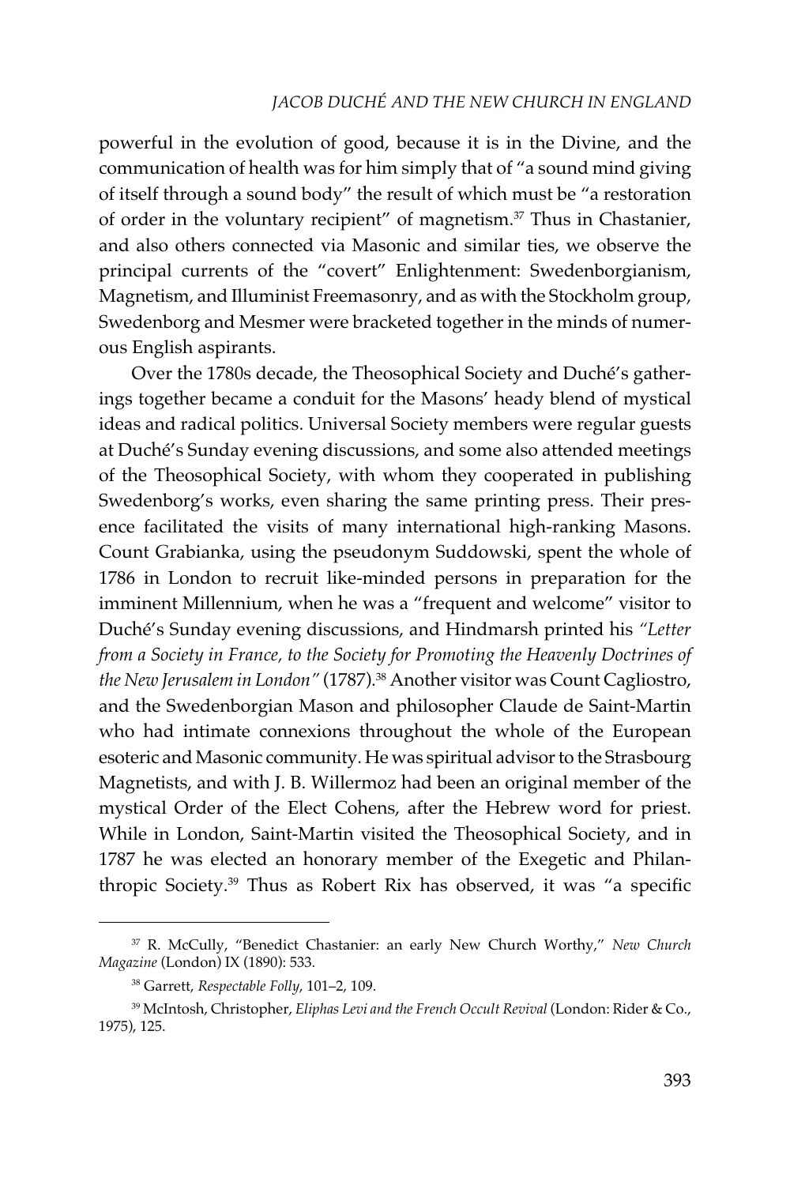powerful in the evolution of good, because it is in the Divine, and the communication of health was for him simply that of "a sound mind giving of itself through a sound body" the result of which must be "a restoration of order in the voluntary recipient" of magnetism.[37] Thus in Chastanier, and also others connected via Masonic and similar ties, we observe the principal currents of the "covert" Enlightenment: Swedenborgianism, Magnetism, and Illuminist Freemasonry, and as with the Stockholm group, Swedenborg and Mesmer were bracketed together in the minds of numerous English aspirants.

Over the 1780s decade, the Theosophical Society and Duché's gatherings together became a conduit for the Masons' heady blend of mystical ideas and radical politics. Universal Society members were regular guests at Duché's Sunday evening discussions, and some also attended meetings of the Theosophical Society, with whom they cooperated in publishing Swedenborg's works, even sharing the same printing press. Their presence facilitated the visits of many international high-ranking Masons. Count Grabianka, using the pseudonym Suddowski, spent the whole of 1786 in London to recruit like-minded persons in preparation for the imminent Millennium, when he was a "frequent and welcome" visitor to Duché's Sunday evening discussions, and Hindmarsh printed his *"Letter from a Society in France, to the Society for Promoting the Heavenly Doctrines of the New Jerusalem in London"* (1787).[38] Another visitor was Count Cagliostro, and the Swedenborgian Mason and philosopher Claude de Saint-Martin who had intimate connexions throughout the whole of the European esoteric and Masonic community. He was spiritual advisor to the Strasbourg Magnetists, and with J. B. Willermoz had been an original member of the mystical Order of the Elect Cohens, after the Hebrew word for priest. While in London, Saint-Martin visited the Theosophical Society, and in 1787 he was elected an honorary member of the Exegetic and Philanthropic Society.[39] Thus as Robert Rix has observed, it was "a specific

---

[37] R. McCully, "Benedict Chastanier: an early New Church Worthy," *New Church Magazine* (London) IX (1890): 533.

[38] Garrett, *Respectable Folly*, 101–2, 109.

[39] McIntosh, Christopher, *Eliphas Levi and the French Occult Revival* (London: Rider & Co., 1975), 125.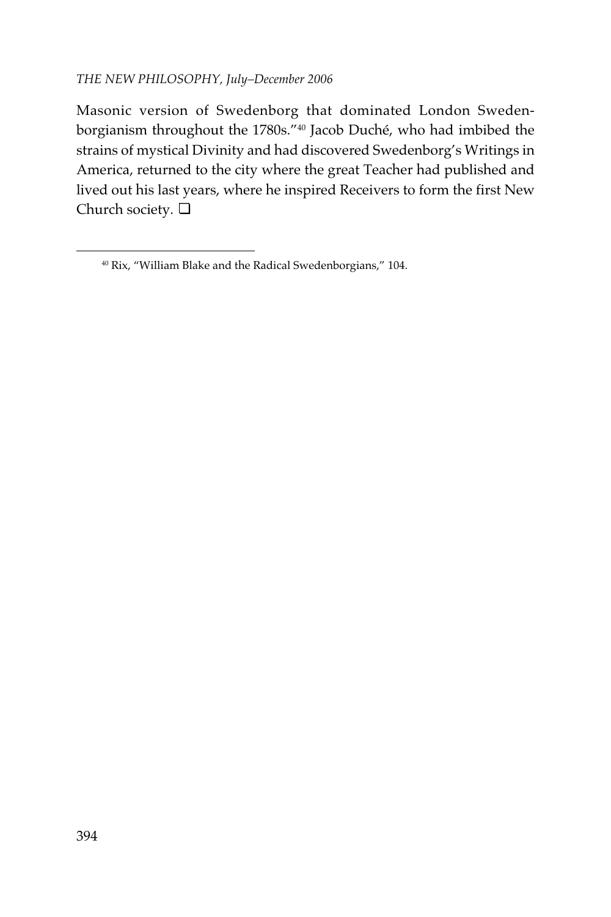Masonic version of Swedenborg that dominated London Swedenborgianism throughout the 1780s."[40] Jacob Duché, who had imbibed the strains of mystical Divinity and had discovered Swedenborg's Writings in America, returned to the city where the great Teacher had published and lived out his last years, where he inspired Receivers to form the first New Church society. ❑

---

[40] Rix, "William Blake and the Radical Swedenborgians," 104.